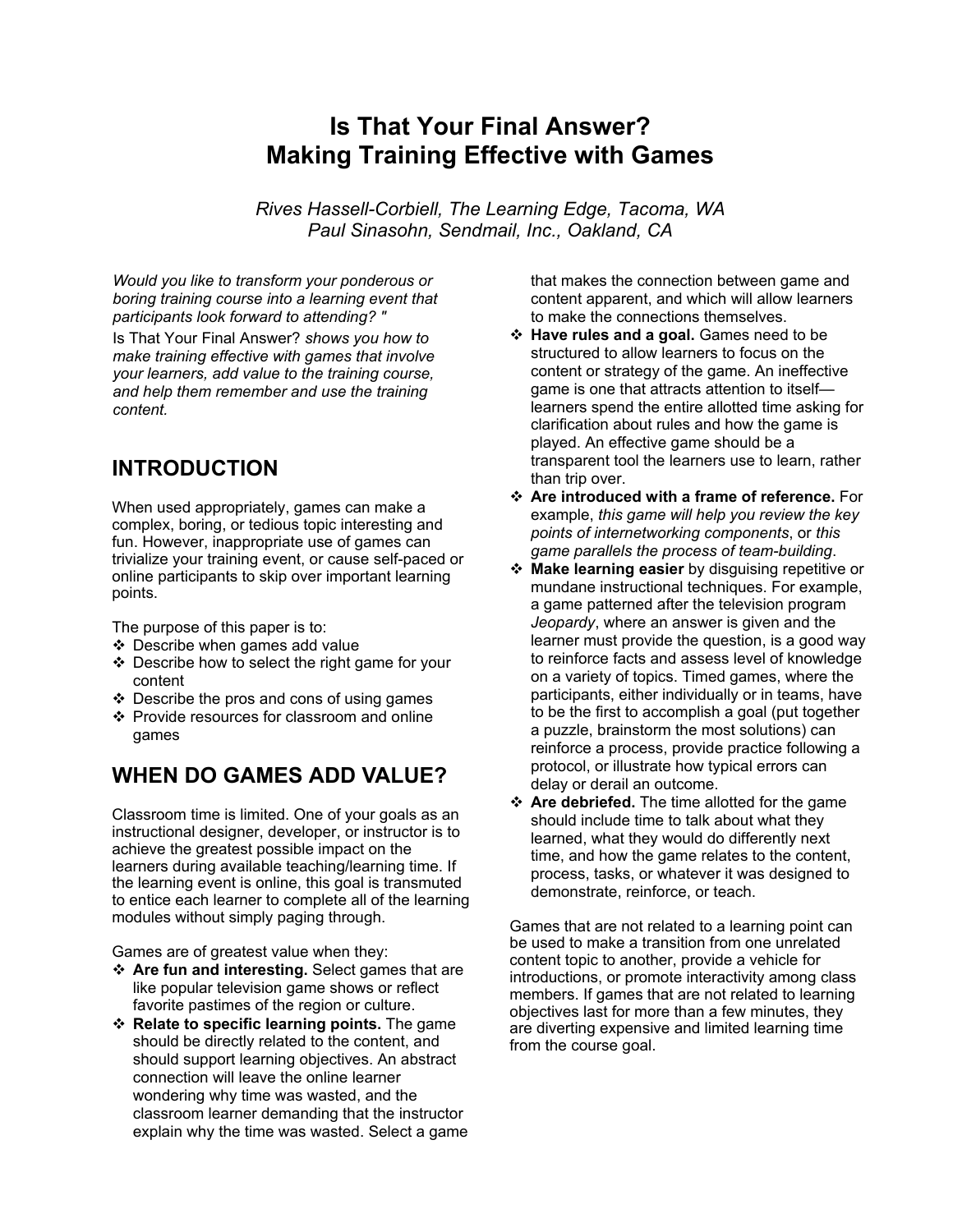# Is That Your Final Answer? Making Training Effective with Games

*Rives Hassell-Corbiell, The Learning Edge, Tacoma, WA*
*Paul Sinasohn, Sendmail, Inc., Oakland, CA*

*Would you like to transform your ponderous or boring training course into a learning event that participants look forward to attending? "*

Is That Your Final Answer? *shows you how to make training effective with games that involve your learners, add value to the training course, and help them remember and use the training content.*

## INTRODUCTION

When used appropriately, games can make a complex, boring, or tedious topic interesting and fun. However, inappropriate use of games can trivialize your training event, or cause self-paced or online participants to skip over important learning points.

The purpose of this paper is to:

- Describe when games add value
- Describe how to select the right game for your content
- Describe the pros and cons of using games
- Provide resources for classroom and online games

## WHEN DO GAMES ADD VALUE?

Classroom time is limited. One of your goals as an instructional designer, developer, or instructor is to achieve the greatest possible impact on the learners during available teaching/learning time. If the learning event is online, this goal is transmuted to entice each learner to complete all of the learning modules without simply paging through.

Games are of greatest value when they:

- **Are fun and interesting.** Select games that are like popular television game shows or reflect favorite pastimes of the region or culture.
- **Relate to specific learning points.** The game should be directly related to the content, and should support learning objectives. An abstract connection will leave the online learner wondering why time was wasted, and the classroom learner demanding that the instructor explain why the time was wasted. Select a game that makes the connection between game and content apparent, and which will allow learners to make the connections themselves.
- **Have rules and a goal.** Games need to be structured to allow learners to focus on the content or strategy of the game. An ineffective game is one that attracts attention to itself—learners spend the entire allotted time asking for clarification about rules and how the game is played. An effective game should be a transparent tool the learners use to learn, rather than trip over.
- **Are introduced with a frame of reference.** For example, *this game will help you review the key points of internetworking components*, or *this game parallels the process of team-building*.
- **Make learning easier** by disguising repetitive or mundane instructional techniques. For example, a game patterned after the television program *Jeopardy*, where an answer is given and the learner must provide the question, is a good way to reinforce facts and assess level of knowledge on a variety of topics. Timed games, where the participants, either individually or in teams, have to be the first to accomplish a goal (put together a puzzle, brainstorm the most solutions) can reinforce a process, provide practice following a protocol, or illustrate how typical errors can delay or derail an outcome.
- **Are debriefed.** The time allotted for the game should include time to talk about what they learned, what they would do differently next time, and how the game relates to the content, process, tasks, or whatever it was designed to demonstrate, reinforce, or teach.

Games that are not related to a learning point can be used to make a transition from one unrelated content topic to another, provide a vehicle for introductions, or promote interactivity among class members. If games that are not related to learning objectives last for more than a few minutes, they are diverting expensive and limited learning time from the course goal.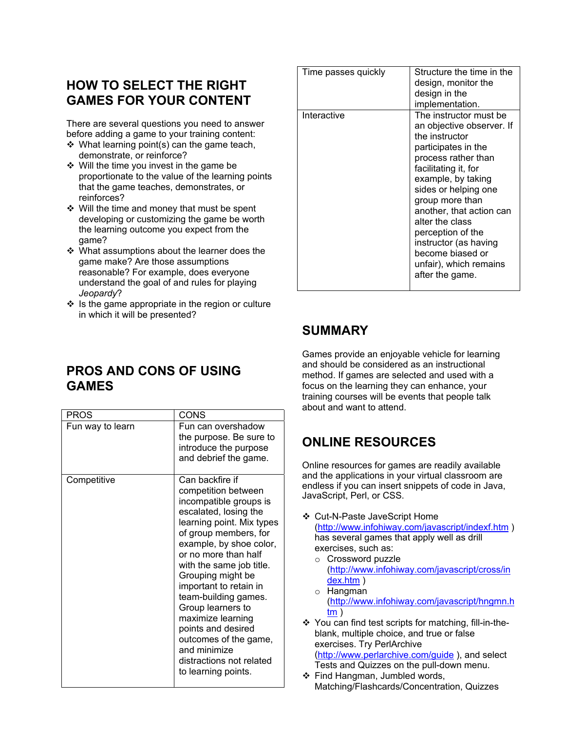## HOW TO SELECT THE RIGHT GAMES FOR YOUR CONTENT

There are several questions you need to answer before adding a game to your training content:

- What learning point(s) can the game teach, demonstrate, or reinforce?
- Will the time you invest in the game be proportionate to the value of the learning points that the game teaches, demonstrates, or reinforces?
- Will the time and money that must be spent developing or customizing the game be worth the learning outcome you expect from the game?
- What assumptions about the learner does the game make? Are those assumptions reasonable? For example, does everyone understand the goal of and rules for playing *Jeopardy*?
- Is the game appropriate in the region or culture in which it will be presented?

## PROS AND CONS OF USING GAMES

| PROS | CONS |
|---|---|
| Fun way to learn | Fun can overshadow the purpose. Be sure to introduce the purpose and debrief the game. |
| Competitive | Can backfire if competition between incompatible groups is escalated, losing the learning point. Mix types of group members, for example, by shoe color, or no more than half with the same job title. Grouping might be important to retain in team-building games. Group learners to maximize learning points and desired outcomes of the game, and minimize distractions not related to learning points. |
| Time passes quickly | Structure the time in the design, monitor the design in the implementation. |
| Interactive | The instructor must be an objective observer. If the instructor participates in the process rather than facilitating it, for example, by taking sides or helping one group more than another, that action can alter the class perception of the instructor (as having become biased or unfair), which remains after the game. |

## SUMMARY

Games provide an enjoyable vehicle for learning and should be considered as an instructional method. If games are selected and used with a focus on the learning they can enhance, your training courses will be events that people talk about and want to attend.

## ONLINE RESOURCES

Online resources for games are readily available and the applications in your virtual classroom are endless if you can insert snippets of code in Java, JavaScript, Perl, or CSS.

- Cut-N-Paste JaveScript Home (http://www.infohiway.com/javascript/indexf.htm ) has several games that apply well as drill exercises, such as:
  - Crossword puzzle (http://www.infohiway.com/javascript/cross/index.htm )
  - Hangman (http://www.infohiway.com/javascript/hngmn.htm )
- You can find test scripts for matching, fill-in-the-blank, multiple choice, and true or false exercises. Try PerlArchive (http://www.perlarchive.com/guide ), and select Tests and Quizzes on the pull-down menu.
- Find Hangman, Jumbled words, Matching/Flashcards/Concentration, Quizzes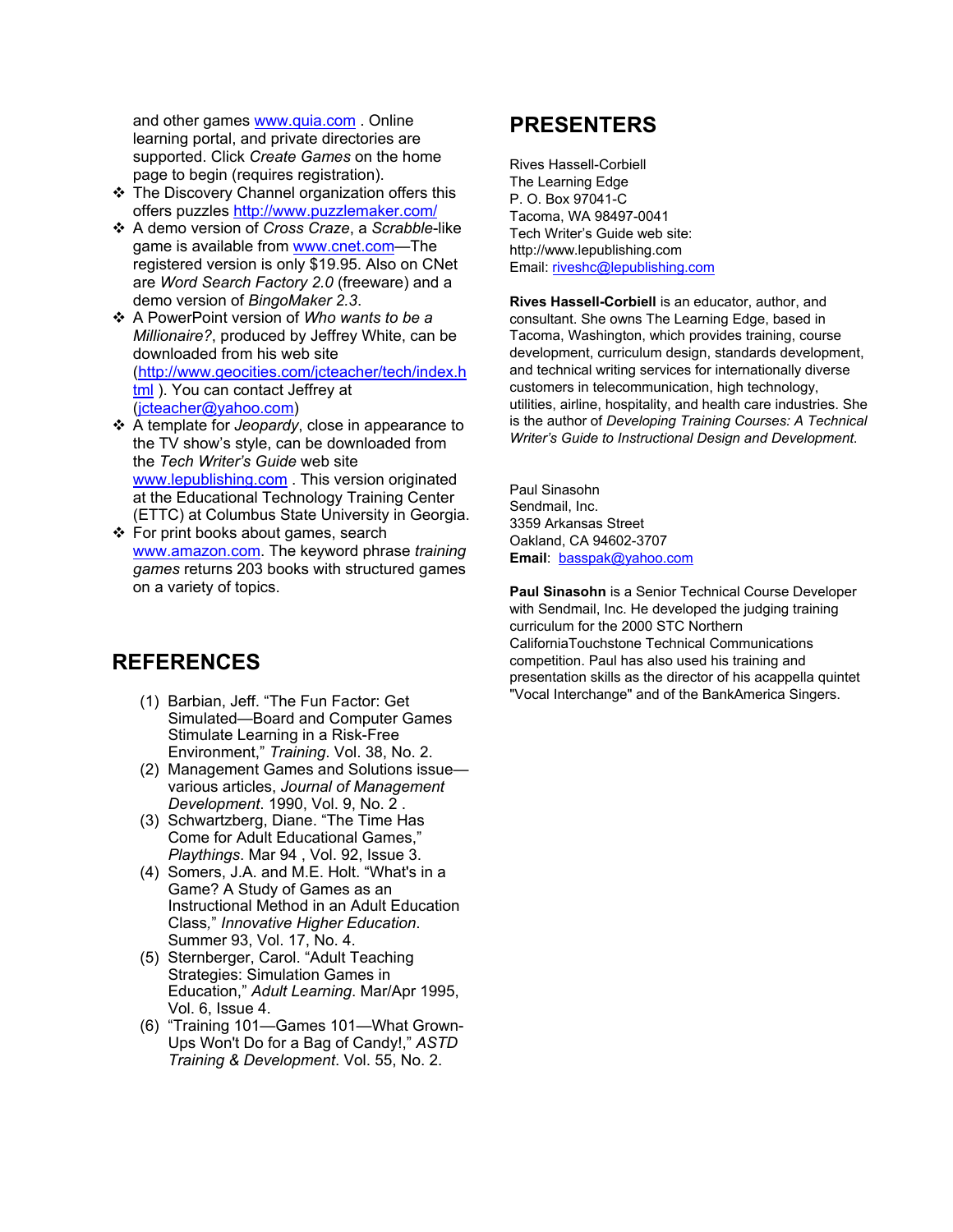and other games www.quia.com . Online learning portal, and private directories are supported. Click *Create Games* on the home page to begin (requires registration).

- The Discovery Channel organization offers this offers puzzles http://www.puzzlemaker.com/
- A demo version of *Cross Craze*, a *Scrabble*-like game is available from www.cnet.com—The registered version is only $19.95. Also on CNet are *Word Search Factory 2.0* (freeware) and a demo version of *BingoMaker 2.3*.
- A PowerPoint version of *Who wants to be a Millionaire?*, produced by Jeffrey White, can be downloaded from his web site (http://www.geocities.com/jcteacher/tech/index.html ). You can contact Jeffrey at (jcteacher@yahoo.com)
- A template for *Jeopardy*, close in appearance to the TV show's style, can be downloaded from the *Tech Writer's Guide* web site www.lepublishing.com . This version originated at the Educational Technology Training Center (ETTC) at Columbus State University in Georgia.
- For print books about games, search www.amazon.com. The keyword phrase *training games* returns 203 books with structured games on a variety of topics.

## REFERENCES

(1) Barbian, Jeff. "The Fun Factor: Get Simulated—Board and Computer Games Stimulate Learning in a Risk-Free Environment," *Training*. Vol. 38, No. 2.

(2) Management Games and Solutions issue—various articles, *Journal of Management Development*. 1990, Vol. 9, No. 2 .

(3) Schwartzberg, Diane. "The Time Has Come for Adult Educational Games," *Playthings*. Mar 94 , Vol. 92, Issue 3.

(4) Somers, J.A. and M.E. Holt. "What's in a Game? A Study of Games as an Instructional Method in an Adult Education Class," *Innovative Higher Education*. Summer 93, Vol. 17, No. 4.

(5) Sternberger, Carol. "Adult Teaching Strategies: Simulation Games in Education," *Adult Learning*. Mar/Apr 1995, Vol. 6, Issue 4.

(6) "Training 101—Games 101—What Grown-Ups Won't Do for a Bag of Candy!," *ASTD Training & Development*. Vol. 55, No. 2.

## PRESENTERS

Rives Hassell-Corbiell
The Learning Edge
P. O. Box 97041-C
Tacoma, WA 98497-0041
Tech Writer's Guide web site:
http://www.lepublishing.com
Email: riveshc@lepublishing.com

**Rives Hassell-Corbiell** is an educator, author, and consultant. She owns The Learning Edge, based in Tacoma, Washington, which provides training, course development, curriculum design, standards development, and technical writing services for internationally diverse customers in telecommunication, high technology, utilities, airline, hospitality, and health care industries. She is the author of *Developing Training Courses: A Technical Writer's Guide to Instructional Design and Development*.

Paul Sinasohn
Sendmail, Inc.
3359 Arkansas Street
Oakland, CA 94602-3707
**Email**: basspak@yahoo.com

**Paul Sinasohn** is a Senior Technical Course Developer with Sendmail, Inc. He developed the judging training curriculum for the 2000 STC Northern CaliforniaTouchstone Technical Communications competition. Paul has also used his training and presentation skills as the director of his acappella quintet "Vocal Interchange" and of the BankAmerica Singers.